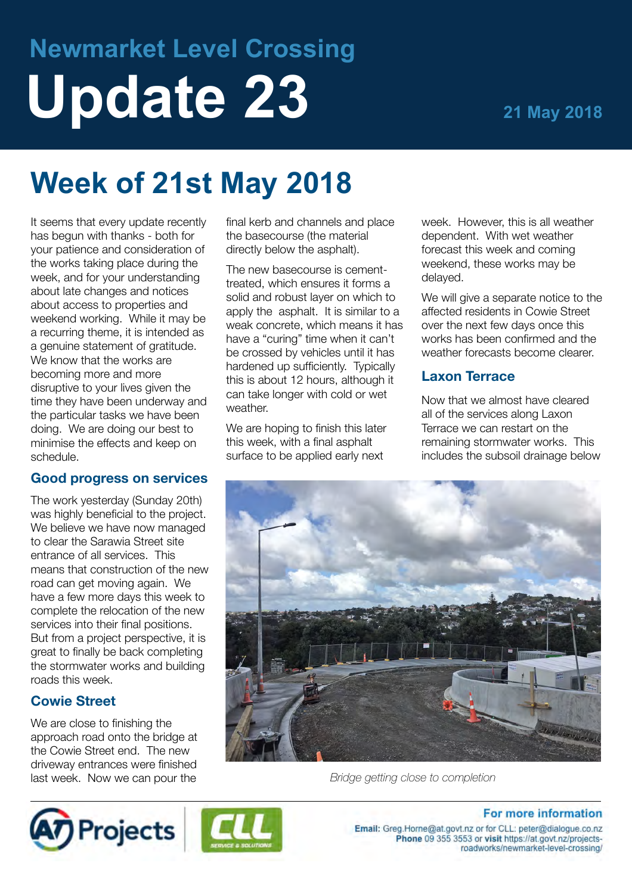# Newmarket Level Crossing

# Update 23

21 May 2018

## Week of 21st May 2018

It seems that every update recently has begun with thanks - both for your patience and consideration of the works taking place during the week, and for your understanding about late changes and notices about access to properties and weekend working. While it may be a recurring theme, it is intended as a genuine statement of gratitude. We know that the works are becoming more and more disruptive to your lives given the time they have been underway and the particular tasks we have been doing. We are doing our best to minimise the effects and keep on schedule.

### Good progress on services

The work yesterday (Sunday 20th) was highly beneficial to the project. We believe we have now managed to clear the Sarawia Street site entrance of all services. This means that construction of the new road can get moving again. We have a few more days this week to complete the relocation of the new services into their final positions. But from a project perspective, it is great to finally be back completing the stormwater works and building roads this week.

### Cowie Street

We are close to finishing the approach road onto the bridge at the Cowie Street end. The new driveway entrances were finished last week. Now we can pour the final kerb and channels and place the basecourse (the material directly below the asphalt).

The new basecourse is cement-treated, which ensures it forms a solid and robust layer on which to apply the asphalt. It is similar to a weak concrete, which means it has have a "curing" time when it can't be crossed by vehicles until it has hardened up sufficiently. Typically this is about 12 hours, although it can take longer with cold or wet weather.

We are hoping to finish this later this week, with a final asphalt surface to be applied early next week. However, this is all weather dependent. With wet weather forecast this week and coming weekend, these works may be delayed.

We will give a separate notice to the affected residents in Cowie Street over the next few days once this works has been confirmed and the weather forecasts become clearer.

### Laxon Terrace

Now that we almost have cleared all of the services along Laxon Terrace we can restart on the remaining stormwater works. This includes the subsoil drainage below

*Bridge getting close to completion*

**For more information**

**Email:** Greg.Horne@at.govt.nz or for CLL: peter@dialogue.co.nz
**Phone** 09 355 3553 or **visit** https://at.govt.nz/projects-roadworks/newmarket-level-crossing/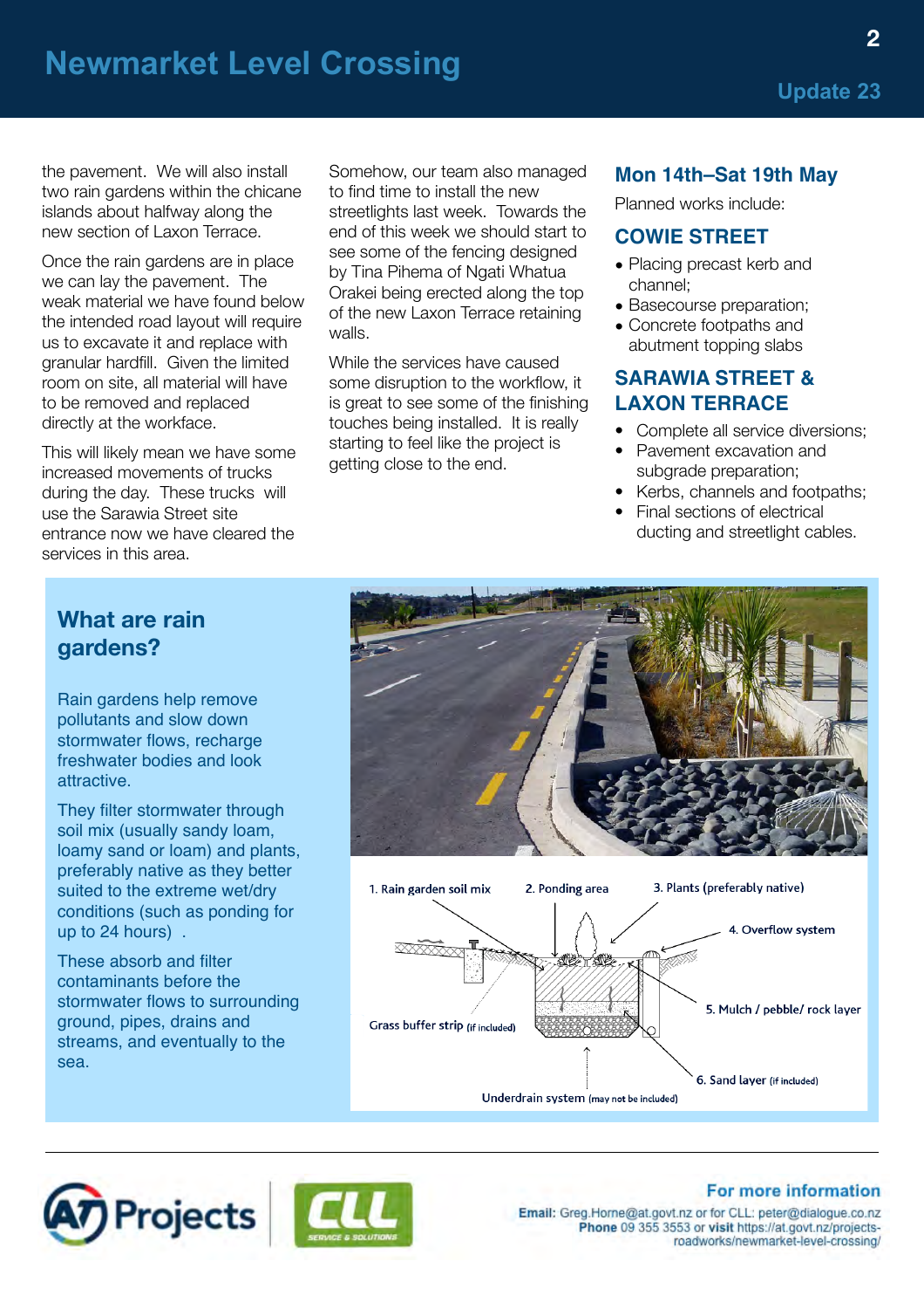the pavement. We will also install two rain gardens within the chicane islands about halfway along the new section of Laxon Terrace.

Once the rain gardens are in place we can lay the pavement. The weak material we have found below the intended road layout will require us to excavate it and replace with granular hardfill. Given the limited room on site, all material will have to be removed and replaced directly at the workface.

This will likely mean we have some increased movements of trucks during the day. These trucks will use the Sarawia Street site entrance now we have cleared the services in this area.

Somehow, our team also managed to find time to install the new streetlights last week. Towards the end of this week we should start to see some of the fencing designed by Tina Pihema of Ngati Whatua Orakei being erected along the top of the new Laxon Terrace retaining walls.

While the services have caused some disruption to the workflow, it is great to see some of the finishing touches being installed. It is really starting to feel like the project is getting close to the end.

## Mon 14th–Sat 19th May

Planned works include:

### COWIE STREET

- Placing precast kerb and channel;
- Basecourse preparation;
- Concrete footpaths and abutment topping slabs

### SARAWIA STREET & LAXON TERRACE

- Complete all service diversions;
- Pavement excavation and subgrade preparation;
- Kerbs, channels and footpaths;
- Final sections of electrical ducting and streetlight cables.

## What are rain gardens?

Rain gardens help remove pollutants and slow down stormwater flows, recharge freshwater bodies and look attractive.

They filter stormwater through soil mix (usually sandy loam, loamy sand or loam) and plants, preferably native as they better suited to the extreme wet/dry conditions (such as ponding for up to 24 hours) .

These absorb and filter contaminants before the stormwater flows to surrounding ground, pipes, drains and streams, and eventually to the sea.

1. Rain garden soil mix
2. Ponding area
3. Plants (preferably native)
4. Overflow system
5. Mulch / pebble/ rock layer
6. Sand layer (if included)

Grass buffer strip (if included)

Underdrain system (may not be included)

**For more information**

**Email:** Greg.Horne@at.govt.nz or for CLL: peter@dialogue.co.nz
**Phone** 09 355 3553 or **visit** https://at.govt.nz/projects-roadworks/newmarket-level-crossing/